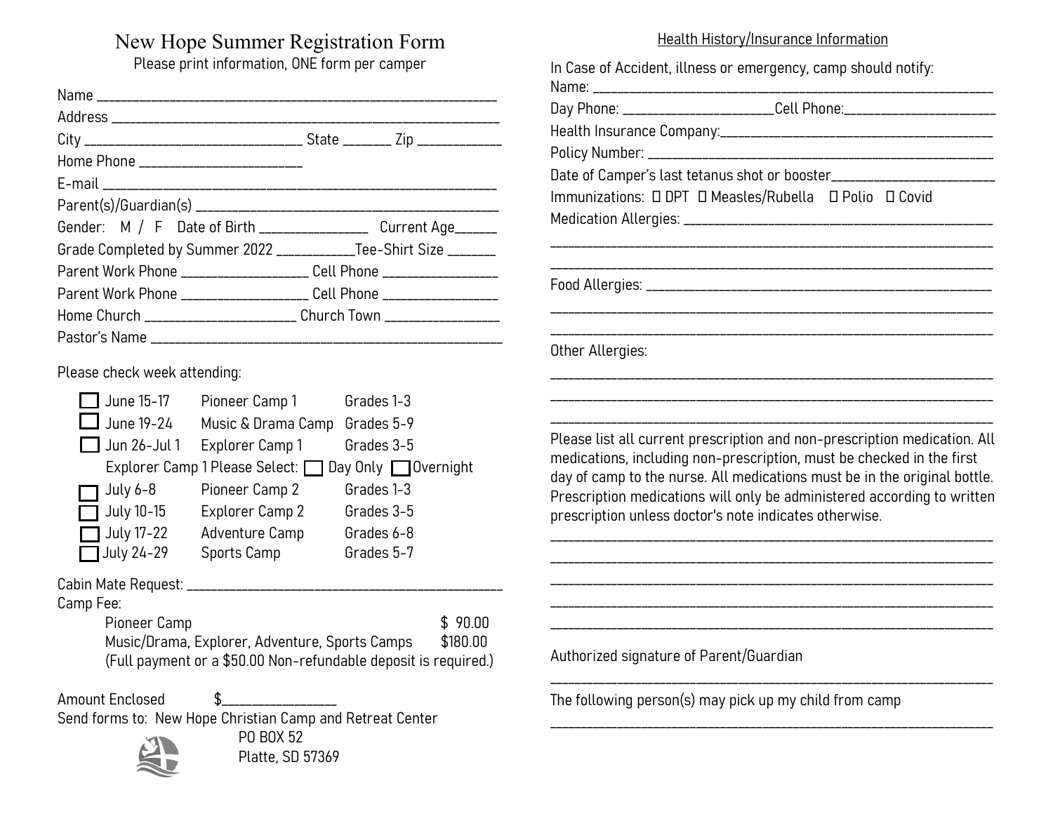# New Hope Summer Registration Form

Please print information, ONE form per camper

Name ____________________________________________________________

Address __________________________________________________________

City ______________________________ State _______ Zip ____________

Home Phone ______________________

E-mail ____________________________________________________________

Parent(s)/Guardian(s) _____________________________________________

Gender: M / F Date of Birth _______________ Current Age______

Grade Completed by Summer 2022 ___________Tee-Shirt Size _______

Parent Work Phone _________________ Cell Phone ________________

Parent Work Phone _________________ Cell Phone ________________

Home Church _____________________ Church Town ________________

Pastor's Name ______________________________________________________

Please check week attending:

| | Dates | Camp | Grades |
|---|---|---|---|
| ☐ | June 15-17 | Pioneer Camp 1 | Grades 1-3 |
| ☐ | June 19-24 | Music & Drama Camp | Grades 5-9 |
| ☐ | Jun 26-Jul 1 | Explorer Camp 1 | Grades 3-5 |
| | Explorer Camp 1 Please Select: ☐ Day Only ☐ Overnight | | |
| ☐ | July 6-8 | Pioneer Camp 2 | Grades 1-3 |
| ☐ | July 10-15 | Explorer Camp 2 | Grades 3-5 |
| ☐ | July 17-22 | Adventure Camp | Grades 6-8 |
| ☐ | July 24-29 | Sports Camp | Grades 5-7 |

Cabin Mate Request: ______________________________________________

Camp Fee:

| | |
|---|---|
| Pioneer Camp | $ 90.00 |
| Music/Drama, Explorer, Adventure, Sports Camps | $180.00 |

(Full payment or a $50.00 Non-refundable deposit is required.)

Amount Enclosed $_______________

Send forms to: New Hope Christian Camp and Retreat Center
PO BOX 52
Platte, SD 57369

## Health History/Insurance Information

In Case of Accident, illness or emergency, camp should notify:

Name: ____________________________________________________________

Day Phone: _____________________Cell Phone:_____________________

Health Insurance Company:________________________________________

Policy Number: ____________________________________________________

Date of Camper's last tetanus shot or booster______________________

Immunizations: ☐ DPT ☐ Measles/Rubella ☐ Polio ☐ Covid

Medication Allergies: _____________________________________________

__________________________________________________________________

__________________________________________________________________

Food Allergies: ____________________________________________________

__________________________________________________________________

__________________________________________________________________

Other Allergies:

__________________________________________________________________

__________________________________________________________________

__________________________________________________________________

Please list all current prescription and non-prescription medication. All medications, including non-prescription, must be checked in the first day of camp to the nurse. All medications must be in the original bottle. Prescription medications will only be administered according to written prescription unless doctor's note indicates otherwise.

__________________________________________________________________

__________________________________________________________________

__________________________________________________________________

__________________________________________________________________

__________________________________________________________________

Authorized signature of Parent/Guardian

__________________________________________________________________

The following person(s) may pick up my child from camp

__________________________________________________________________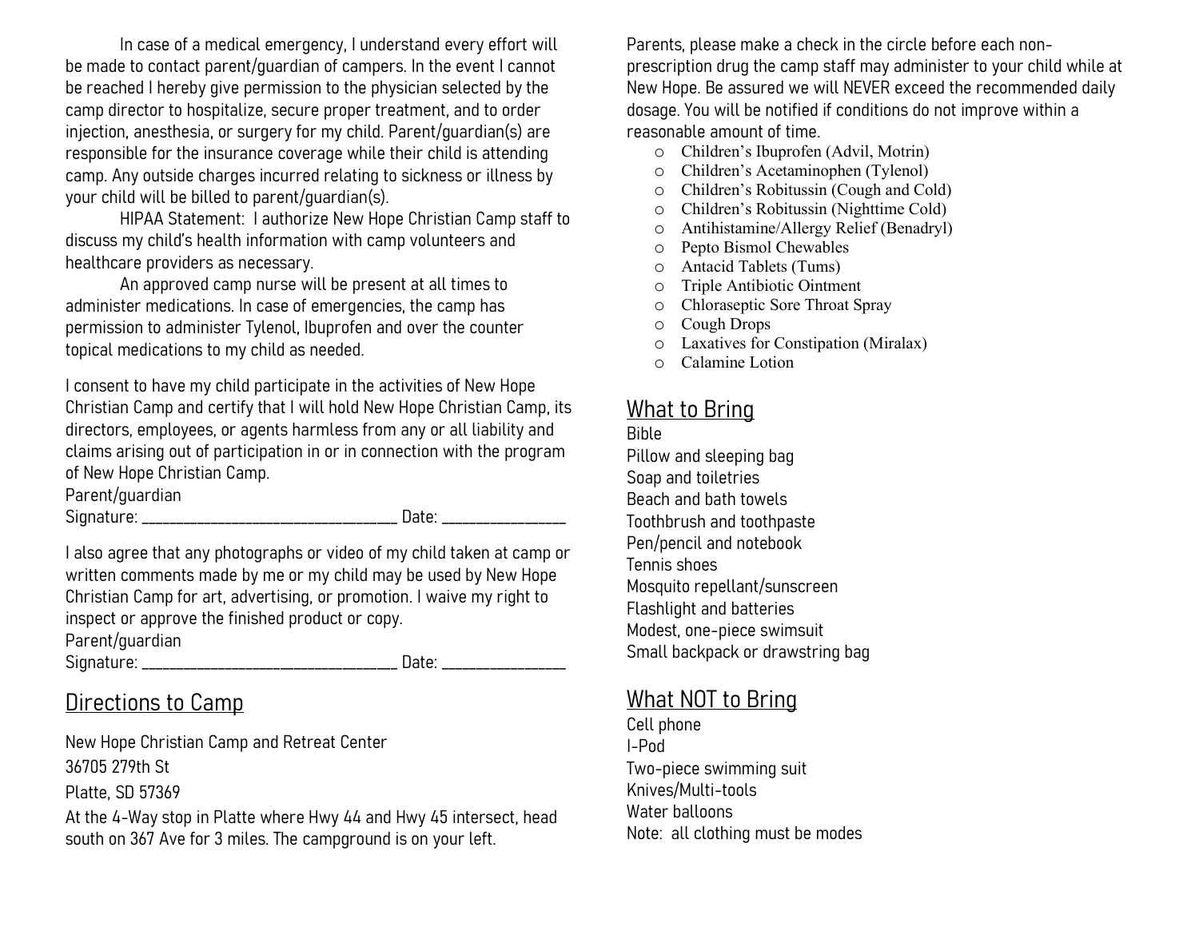In case of a medical emergency, I understand every effort will be made to contact parent/guardian of campers. In the event I cannot be reached I hereby give permission to the physician selected by the camp director to hospitalize, secure proper treatment, and to order injection, anesthesia, or surgery for my child. Parent/guardian(s) are responsible for the insurance coverage while their child is attending camp. Any outside charges incurred relating to sickness or illness by your child will be billed to parent/guardian(s).

HIPAA Statement: I authorize New Hope Christian Camp staff to discuss my child's health information with camp volunteers and healthcare providers as necessary.

An approved camp nurse will be present at all times to administer medications. In case of emergencies, the camp has permission to administer Tylenol, Ibuprofen and over the counter topical medications to my child as needed.

I consent to have my child participate in the activities of New Hope Christian Camp and certify that I will hold New Hope Christian Camp, its directors, employees, or agents harmless from any or all liability and claims arising out of participation in or in connection with the program of New Hope Christian Camp.

Parent/guardian
Signature: ______________________________ Date: _______________

I also agree that any photographs or video of my child taken at camp or written comments made by me or my child may be used by New Hope Christian Camp for art, advertising, or promotion. I waive my right to inspect or approve the finished product or copy.

Parent/guardian
Signature: ______________________________ Date: _______________

## Directions to Camp

New Hope Christian Camp and Retreat Center

36705 279th St

Platte, SD 57369

At the 4-Way stop in Platte where Hwy 44 and Hwy 45 intersect, head south on 367 Ave for 3 miles. The campground is on your left.

Parents, please make a check in the circle before each non-prescription drug the camp staff may administer to your child while at New Hope. Be assured we will NEVER exceed the recommended daily dosage. You will be notified if conditions do not improve within a reasonable amount of time.

- ○ Children's Ibuprofen (Advil, Motrin)
- ○ Children's Acetaminophen (Tylenol)
- ○ Children's Robitussin (Cough and Cold)
- ○ Children's Robitussin (Nighttime Cold)
- ○ Antihistamine/Allergy Relief (Benadryl)
- ○ Pepto Bismol Chewables
- ○ Antacid Tablets (Tums)
- ○ Triple Antibiotic Ointment
- ○ Chloraseptic Sore Throat Spray
- ○ Cough Drops
- ○ Laxatives for Constipation (Miralax)
- ○ Calamine Lotion

## What to Bring

Bible
Pillow and sleeping bag
Soap and toiletries
Beach and bath towels
Toothbrush and toothpaste
Pen/pencil and notebook
Tennis shoes
Mosquito repellant/sunscreen
Flashlight and batteries
Modest, one-piece swimsuit
Small backpack or drawstring bag

## What NOT to Bring

Cell phone
I-Pod
Two-piece swimming suit
Knives/Multi-tools
Water balloons
Note: all clothing must be modes